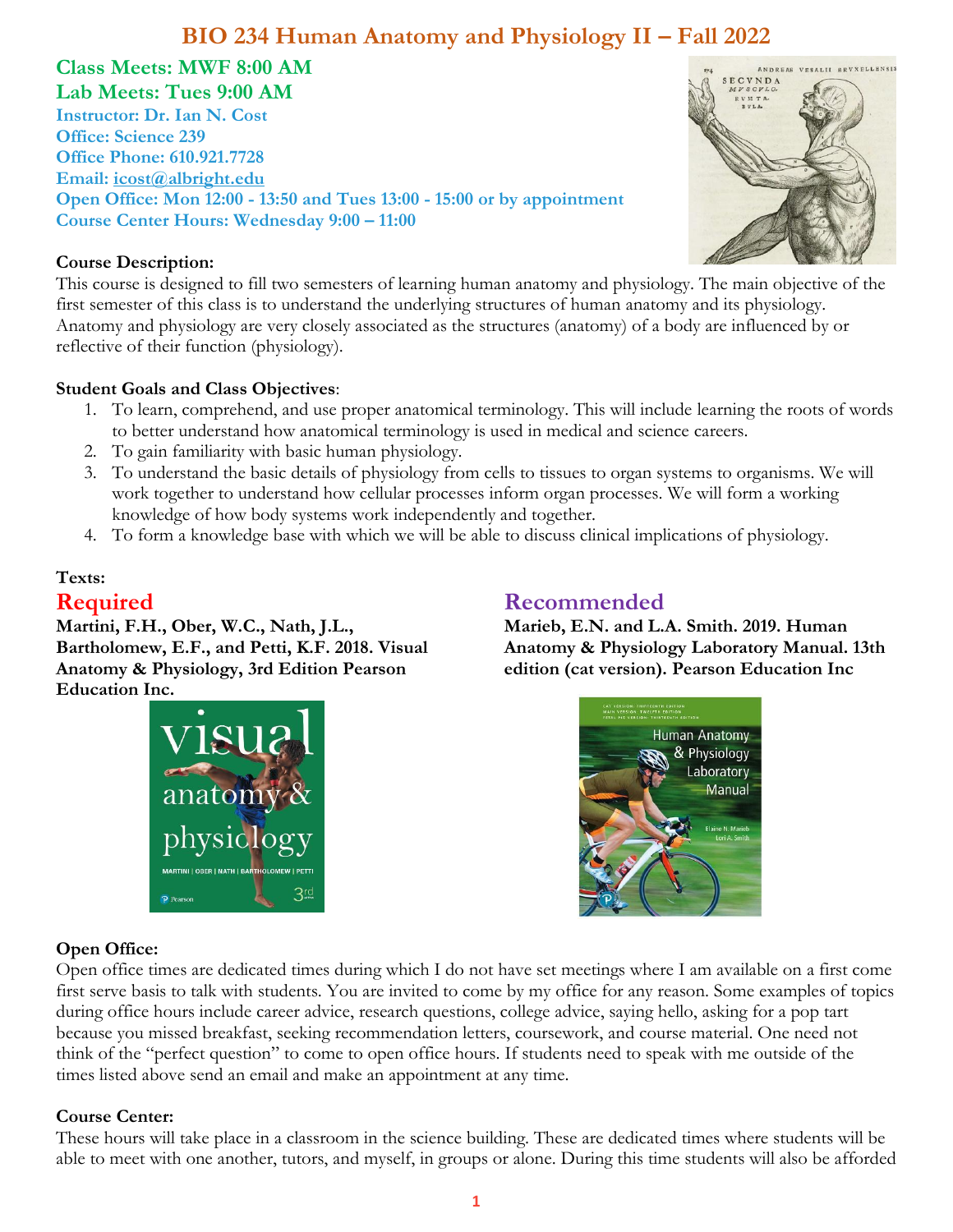# BIO 234 Human Anatomy and Physiology II – Fall 2022

**Class Meets: MWF 8:00 AM**
**Lab Meets: Tues 9:00 AM**
**Instructor: Dr. Ian N. Cost**
**Office: Science 239**
**Office Phone: 610.921.7728**
**Email: icost@albright.edu**
**Open Office: Mon 12:00 - 13:50 and Tues 13:00 - 15:00 or by appointment**
**Course Center Hours: Wednesday 9:00 – 11:00**

**Course Description:**
This course is designed to fill two semesters of learning human anatomy and physiology. The main objective of the first semester of this class is to understand the underlying structures of human anatomy and its physiology. Anatomy and physiology are very closely associated as the structures (anatomy) of a body are influenced by or reflective of their function (physiology).

**Student Goals and Class Objectives**:

1. To learn, comprehend, and use proper anatomical terminology. This will include learning the roots of words to better understand how anatomical terminology is used in medical and science careers.
2. To gain familiarity with basic human physiology.
3. To understand the basic details of physiology from cells to tissues to organ systems to organisms. We will work together to understand how cellular processes inform organ processes. We will form a working knowledge of how body systems work independently and together.
4. To form a knowledge base with which we will be able to discuss clinical implications of physiology.

**Texts:**

## Required

**Martini, F.H., Ober, W.C., Nath, J.L., Bartholomew, E.F., and Petti, K.F. 2018. Visual Anatomy & Physiology, 3rd Edition Pearson Education Inc.**

## Recommended

**Marieb, E.N. and L.A. Smith. 2019. Human Anatomy & Physiology Laboratory Manual. 13th edition (cat version). Pearson Education Inc**

**Open Office:**
Open office times are dedicated times during which I do not have set meetings where I am available on a first come first serve basis to talk with students. You are invited to come by my office for any reason. Some examples of topics during office hours include career advice, research questions, college advice, saying hello, asking for a pop tart because you missed breakfast, seeking recommendation letters, coursework, and course material. One need not think of the "perfect question" to come to open office hours. If students need to speak with me outside of the times listed above send an email and make an appointment at any time.

**Course Center:**
These hours will take place in a classroom in the science building. These are dedicated times where students will be able to meet with one another, tutors, and myself, in groups or alone. During this time students will also be afforded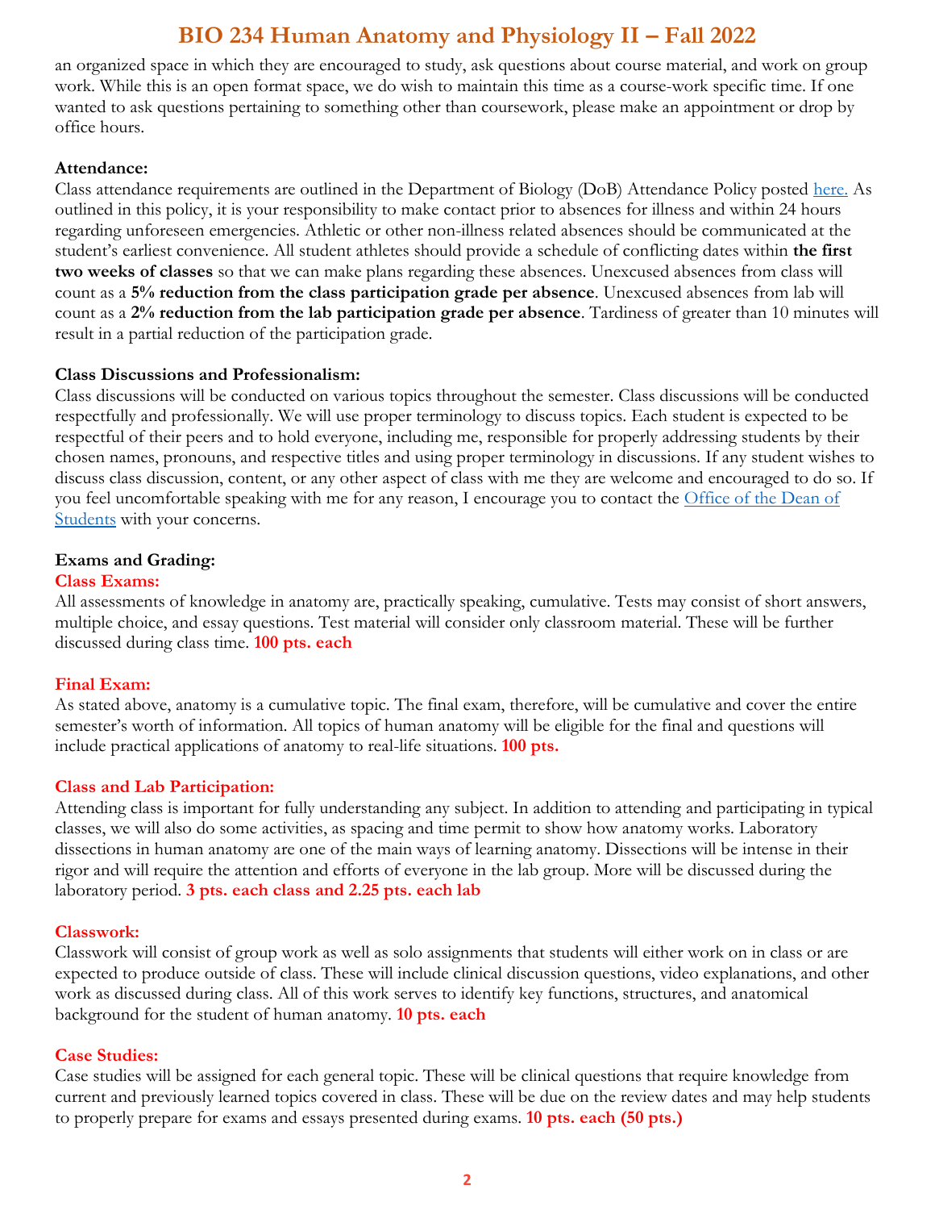an organized space in which they are encouraged to study, ask questions about course material, and work on group work. While this is an open format space, we do wish to maintain this time as a course-work specific time. If one wanted to ask questions pertaining to something other than coursework, please make an appointment or drop by office hours.

**Attendance:**

Class attendance requirements are outlined in the Department of Biology (DoB) Attendance Policy posted here. As outlined in this policy, it is your responsibility to make contact prior to absences for illness and within 24 hours regarding unforeseen emergencies. Athletic or other non-illness related absences should be communicated at the student's earliest convenience. All student athletes should provide a schedule of conflicting dates within **the first two weeks of classes** so that we can make plans regarding these absences. Unexcused absences from class will count as a **5% reduction from the class participation grade per absence**. Unexcused absences from lab will count as a **2% reduction from the lab participation grade per absence**. Tardiness of greater than 10 minutes will result in a partial reduction of the participation grade.

**Class Discussions and Professionalism:**

Class discussions will be conducted on various topics throughout the semester. Class discussions will be conducted respectfully and professionally. We will use proper terminology to discuss topics. Each student is expected to be respectful of their peers and to hold everyone, including me, responsible for properly addressing students by their chosen names, pronouns, and respective titles and using proper terminology in discussions. If any student wishes to discuss class discussion, content, or any other aspect of class with me they are welcome and encouraged to do so. If you feel uncomfortable speaking with me for any reason, I encourage you to contact the Office of the Dean of Students with your concerns.

**Exams and Grading:**

**Class Exams:**

All assessments of knowledge in anatomy are, practically speaking, cumulative. Tests may consist of short answers, multiple choice, and essay questions. Test material will consider only classroom material. These will be further discussed during class time. **100 pts. each**

**Final Exam:**

As stated above, anatomy is a cumulative topic. The final exam, therefore, will be cumulative and cover the entire semester's worth of information. All topics of human anatomy will be eligible for the final and questions will include practical applications of anatomy to real-life situations. **100 pts.**

**Class and Lab Participation:**

Attending class is important for fully understanding any subject. In addition to attending and participating in typical classes, we will also do some activities, as spacing and time permit to show how anatomy works. Laboratory dissections in human anatomy are one of the main ways of learning anatomy. Dissections will be intense in their rigor and will require the attention and efforts of everyone in the lab group. More will be discussed during the laboratory period. **3 pts. each class and 2.25 pts. each lab**

**Classwork:**

Classwork will consist of group work as well as solo assignments that students will either work on in class or are expected to produce outside of class. These will include clinical discussion questions, video explanations, and other work as discussed during class. All of this work serves to identify key functions, structures, and anatomical background for the student of human anatomy. **10 pts. each**

**Case Studies:**

Case studies will be assigned for each general topic. These will be clinical questions that require knowledge from current and previously learned topics covered in class. These will be due on the review dates and may help students to properly prepare for exams and essays presented during exams. **10 pts. each (50 pts.)**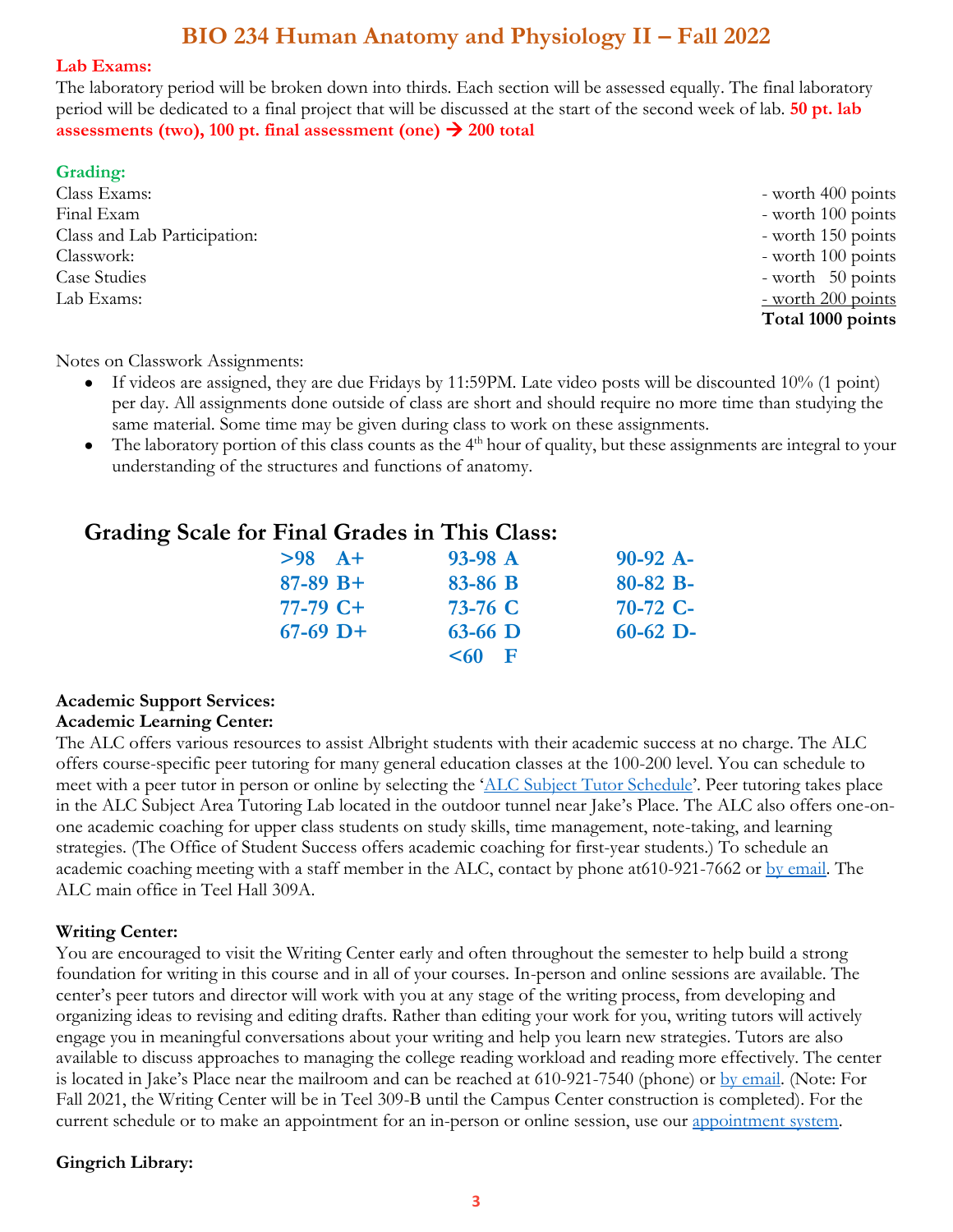# BIO 234 Human Anatomy and Physiology II – Fall 2022

**Lab Exams:**

The laboratory period will be broken down into thirds. Each section will be assessed equally. The final laboratory period will be dedicated to a final project that will be discussed at the start of the second week of lab. **50 pt. lab assessments (two), 100 pt. final assessment (one) → 200 total**

**Grading:**

| | |
|---|---|
| Class Exams: | - worth 400 points |
| Final Exam | - worth 100 points |
| Class and Lab Participation: | - worth 150 points |
| Classwork: | - worth 100 points |
| Case Studies | - worth 50 points |
| Lab Exams: | - worth 200 points |
| | **Total 1000 points** |

Notes on Classwork Assignments:

- If videos are assigned, they are due Fridays by 11:59PM. Late video posts will be discounted 10% (1 point) per day. All assignments done outside of class are short and should require no more time than studying the same material. Some time may be given during class to work on these assignments.
- The laboratory portion of this class counts as the 4th hour of quality, but these assignments are integral to your understanding of the structures and functions of anatomy.

## Grading Scale for Final Grades in This Class:

| | | |
|---|---|---|
| **>98 A+** | **93-98 A** | **90-92 A-** |
| **87-89 B+** | **83-86 B** | **80-82 B-** |
| **77-79 C+** | **73-76 C** | **70-72 C-** |
| **67-69 D+** | **63-66 D** | **60-62 D-** |
| | **<60 F** | |

**Academic Support Services:**

**Academic Learning Center:**

The ALC offers various resources to assist Albright students with their academic success at no charge. The ALC offers course-specific peer tutoring for many general education classes at the 100-200 level. You can schedule to meet with a peer tutor in person or online by selecting the '[ALC Subject Tutor Schedule](#)'. Peer tutoring takes place in the ALC Subject Area Tutoring Lab located in the outdoor tunnel near Jake's Place. The ALC also offers one-on-one academic coaching for upper class students on study skills, time management, note-taking, and learning strategies. (The Office of Student Success offers academic coaching for first-year students.) To schedule an academic coaching meeting with a staff member in the ALC, contact by phone at610-921-7662 or [by email](#). The ALC main office in Teel Hall 309A.

**Writing Center:**

You are encouraged to visit the Writing Center early and often throughout the semester to help build a strong foundation for writing in this course and in all of your courses. In-person and online sessions are available. The center's peer tutors and director will work with you at any stage of the writing process, from developing and organizing ideas to revising and editing drafts. Rather than editing your work for you, writing tutors will actively engage you in meaningful conversations about your writing and help you learn new strategies. Tutors are also available to discuss approaches to managing the college reading workload and reading more effectively. The center is located in Jake's Place near the mailroom and can be reached at 610-921-7540 (phone) or [by email](#). (Note: For Fall 2021, the Writing Center will be in Teel 309-B until the Campus Center construction is completed). For the current schedule or to make an appointment for an in-person or online session, use our [appointment system](#).

**Gingrich Library:**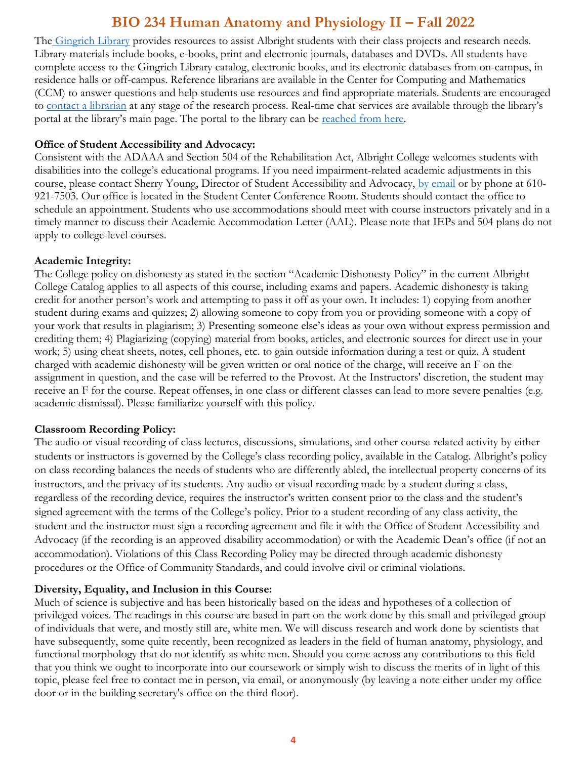# BIO 234 Human Anatomy and Physiology II – Fall 2022

The Gingrich Library provides resources to assist Albright students with their class projects and research needs. Library materials include books, e-books, print and electronic journals, databases and DVDs. All students have complete access to the Gingrich Library catalog, electronic books, and its electronic databases from on-campus, in residence halls or off-campus. Reference librarians are available in the Center for Computing and Mathematics (CCM) to answer questions and help students use resources and find appropriate materials. Students are encouraged to contact a librarian at any stage of the research process. Real-time chat services are available through the library's portal at the library's main page. The portal to the library can be reached from here.

**Office of Student Accessibility and Advocacy:**

Consistent with the ADAAA and Section 504 of the Rehabilitation Act, Albright College welcomes students with disabilities into the college's educational programs. If you need impairment-related academic adjustments in this course, please contact Sherry Young, Director of Student Accessibility and Advocacy, by email or by phone at 610-921-7503. Our office is located in the Student Center Conference Room. Students should contact the office to schedule an appointment. Students who use accommodations should meet with course instructors privately and in a timely manner to discuss their Academic Accommodation Letter (AAL). Please note that IEPs and 504 plans do not apply to college-level courses.

**Academic Integrity:**

The College policy on dishonesty as stated in the section "Academic Dishonesty Policy" in the current Albright College Catalog applies to all aspects of this course, including exams and papers. Academic dishonesty is taking credit for another person's work and attempting to pass it off as your own. It includes: 1) copying from another student during exams and quizzes; 2) allowing someone to copy from you or providing someone with a copy of your work that results in plagiarism; 3) Presenting someone else's ideas as your own without express permission and crediting them; 4) Plagiarizing (copying) material from books, articles, and electronic sources for direct use in your work; 5) using cheat sheets, notes, cell phones, etc. to gain outside information during a test or quiz. A student charged with academic dishonesty will be given written or oral notice of the charge, will receive an F on the assignment in question, and the case will be referred to the Provost. At the Instructors' discretion, the student may receive an F for the course. Repeat offenses, in one class or different classes can lead to more severe penalties (e.g. academic dismissal). Please familiarize yourself with this policy.

**Classroom Recording Policy:**

The audio or visual recording of class lectures, discussions, simulations, and other course-related activity by either students or instructors is governed by the College's class recording policy, available in the Catalog. Albright's policy on class recording balances the needs of students who are differently abled, the intellectual property concerns of its instructors, and the privacy of its students. Any audio or visual recording made by a student during a class, regardless of the recording device, requires the instructor's written consent prior to the class and the student's signed agreement with the terms of the College's policy. Prior to a student recording of any class activity, the student and the instructor must sign a recording agreement and file it with the Office of Student Accessibility and Advocacy (if the recording is an approved disability accommodation) or with the Academic Dean's office (if not an accommodation). Violations of this Class Recording Policy may be directed through academic dishonesty procedures or the Office of Community Standards, and could involve civil or criminal violations.

**Diversity, Equality, and Inclusion in this Course:**

Much of science is subjective and has been historically based on the ideas and hypotheses of a collection of privileged voices. The readings in this course are based in part on the work done by this small and privileged group of individuals that were, and mostly still are, white men. We will discuss research and work done by scientists that have subsequently, some quite recently, been recognized as leaders in the field of human anatomy, physiology, and functional morphology that do not identify as white men. Should you come across any contributions to this field that you think we ought to incorporate into our coursework or simply wish to discuss the merits of in light of this topic, please feel free to contact me in person, via email, or anonymously (by leaving a note either under my office door or in the building secretary's office on the third floor).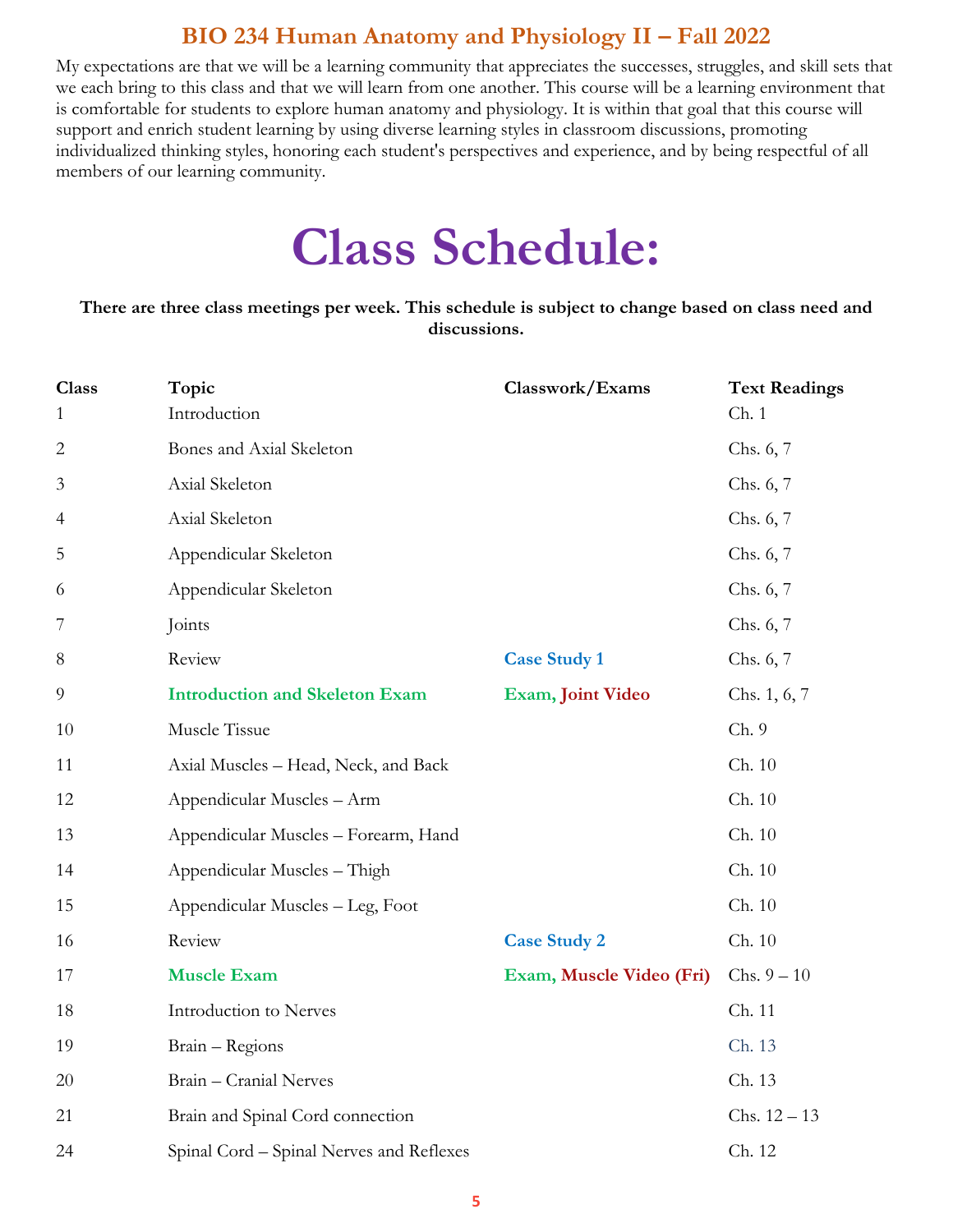## BIO 234 Human Anatomy and Physiology II – Fall 2022

My expectations are that we will be a learning community that appreciates the successes, struggles, and skill sets that we each bring to this class and that we will learn from one another. This course will be a learning environment that is comfortable for students to explore human anatomy and physiology. It is within that goal that this course will support and enrich student learning by using diverse learning styles in classroom discussions, promoting individualized thinking styles, honoring each student's perspectives and experience, and by being respectful of all members of our learning community.

# Class Schedule:

**There are three class meetings per week. This schedule is subject to change based on class need and discussions.**

| Class | Topic | Classwork/Exams | Text Readings |
|---|---|---|---|
| 1 | Introduction | | Ch. 1 |
| 2 | Bones and Axial Skeleton | | Chs. 6, 7 |
| 3 | Axial Skeleton | | Chs. 6, 7 |
| 4 | Axial Skeleton | | Chs. 6, 7 |
| 5 | Appendicular Skeleton | | Chs. 6, 7 |
| 6 | Appendicular Skeleton | | Chs. 6, 7 |
| 7 | Joints | | Chs. 6, 7 |
| 8 | Review | **Case Study 1** | Chs. 6, 7 |
| 9 | **Introduction and Skeleton Exam** | **Exam, Joint Video** | Chs. 1, 6, 7 |
| 10 | Muscle Tissue | | Ch. 9 |
| 11 | Axial Muscles – Head, Neck, and Back | | Ch. 10 |
| 12 | Appendicular Muscles – Arm | | Ch. 10 |
| 13 | Appendicular Muscles – Forearm, Hand | | Ch. 10 |
| 14 | Appendicular Muscles – Thigh | | Ch. 10 |
| 15 | Appendicular Muscles – Leg, Foot | | Ch. 10 |
| 16 | Review | **Case Study 2** | Ch. 10 |
| 17 | **Muscle Exam** | **Exam, Muscle Video (Fri)** | Chs. 9 – 10 |
| 18 | Introduction to Nerves | | Ch. 11 |
| 19 | Brain – Regions | | Ch. 13 |
| 20 | Brain – Cranial Nerves | | Ch. 13 |
| 21 | Brain and Spinal Cord connection | | Chs. 12 – 13 |
| 24 | Spinal Cord – Spinal Nerves and Reflexes | | Ch. 12 |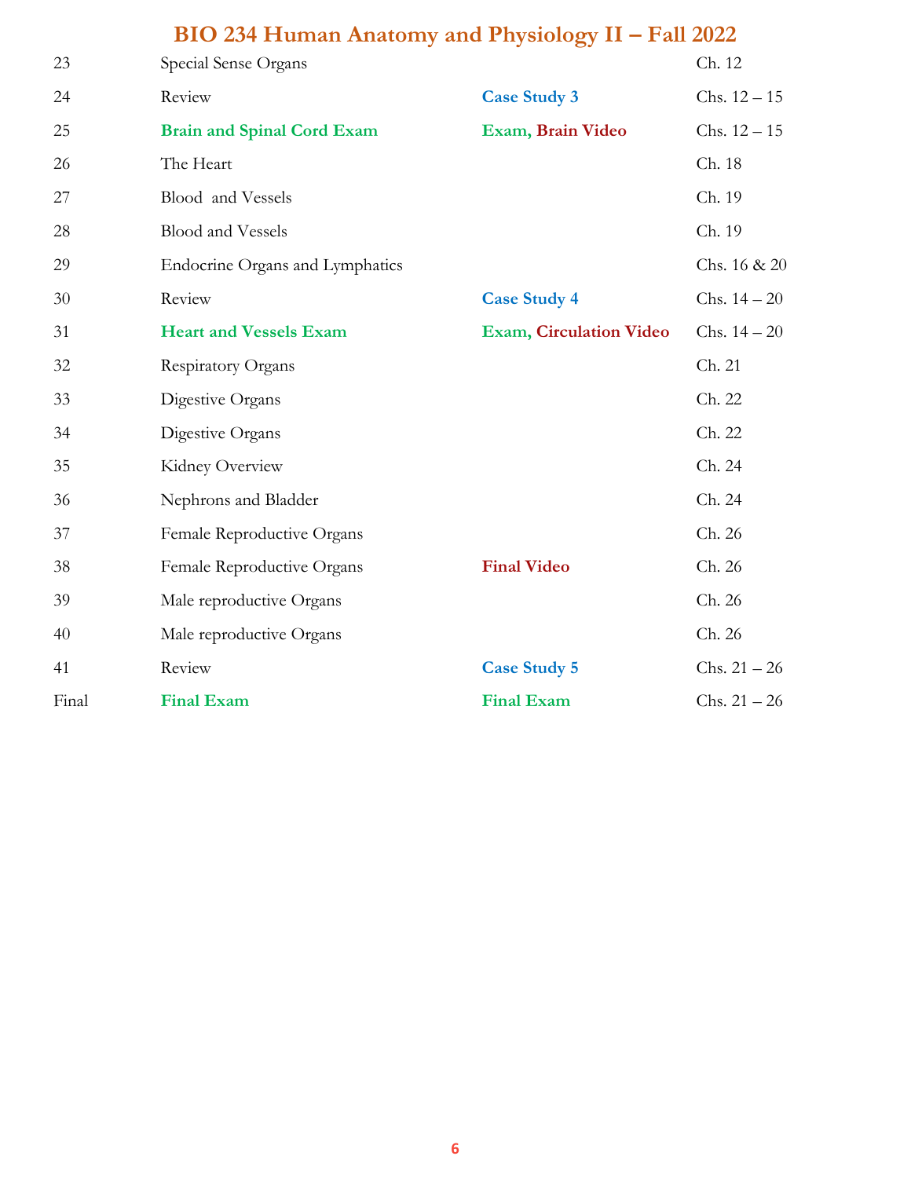# BIO 234 Human Anatomy and Physiology II – Fall 2022

| | | | |
|---|---|---|---|
| 23 | Special Sense Organs | | Ch. 12 |
| 24 | Review | **Case Study 3** | Chs. 12 – 15 |
| 25 | **Brain and Spinal Cord Exam** | **Exam, Brain Video** | Chs. 12 – 15 |
| 26 | The Heart | | Ch. 18 |
| 27 | Blood and Vessels | | Ch. 19 |
| 28 | Blood and Vessels | | Ch. 19 |
| 29 | Endocrine Organs and Lymphatics | | Chs. 16 & 20 |
| 30 | Review | **Case Study 4** | Chs. 14 – 20 |
| 31 | **Heart and Vessels Exam** | **Exam, Circulation Video** | Chs. 14 – 20 |
| 32 | Respiratory Organs | | Ch. 21 |
| 33 | Digestive Organs | | Ch. 22 |
| 34 | Digestive Organs | | Ch. 22 |
| 35 | Kidney Overview | | Ch. 24 |
| 36 | Nephrons and Bladder | | Ch. 24 |
| 37 | Female Reproductive Organs | | Ch. 26 |
| 38 | Female Reproductive Organs | **Final Video** | Ch. 26 |
| 39 | Male reproductive Organs | | Ch. 26 |
| 40 | Male reproductive Organs | | Ch. 26 |
| 41 | Review | **Case Study 5** | Chs. 21 – 26 |
| Final | **Final Exam** | **Final Exam** | Chs. 21 – 26 |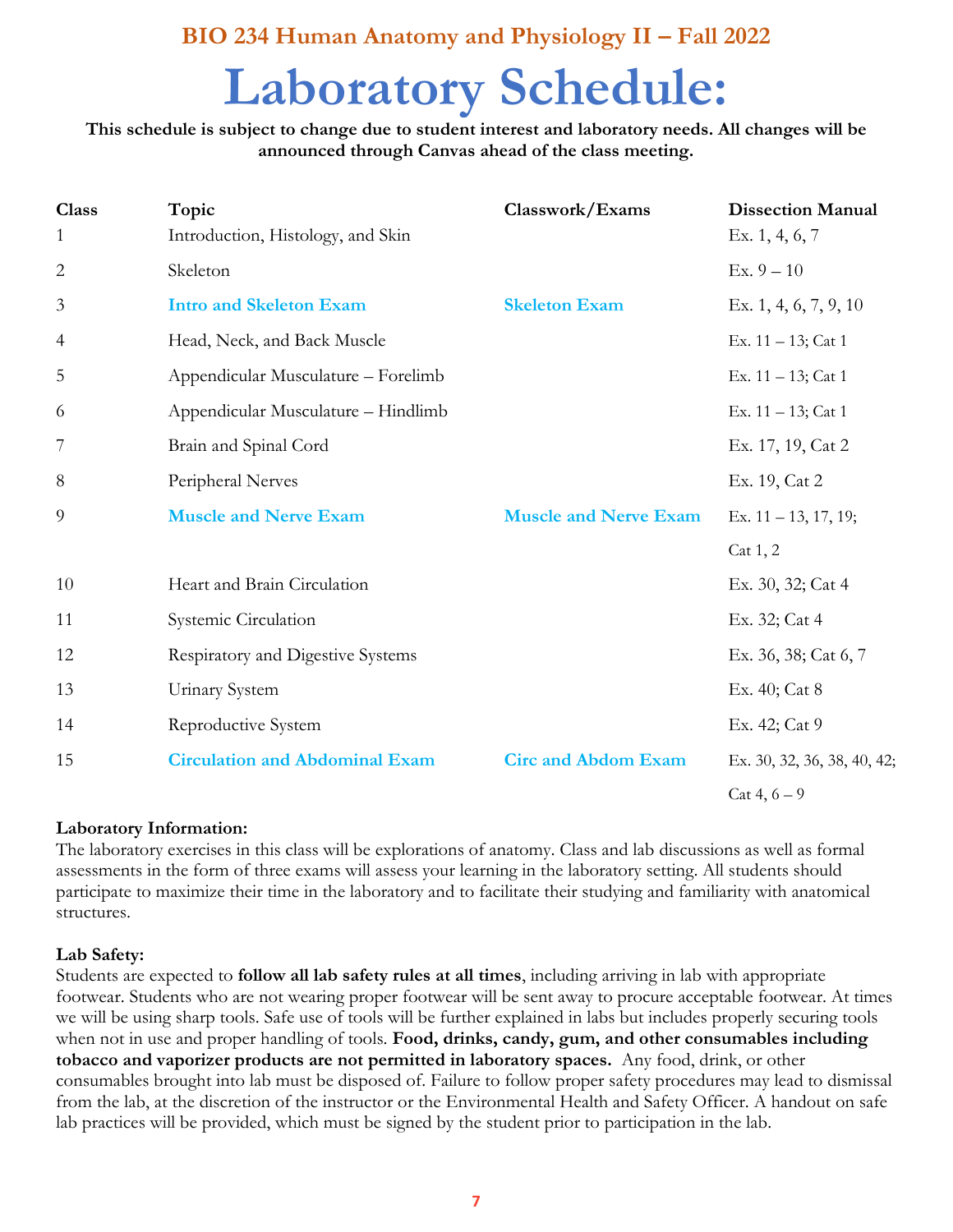**BIO 234 Human Anatomy and Physiology II – Fall 2022**

# Laboratory Schedule:

**This schedule is subject to change due to student interest and laboratory needs. All changes will be announced through Canvas ahead of the class meeting.**

| Class | Topic | Classwork/Exams | Dissection Manual |
|---|---|---|---|
| 1 | Introduction, Histology, and Skin | | Ex. 1, 4, 6, 7 |
| 2 | Skeleton | | Ex. 9 – 10 |
| 3 | **Intro and Skeleton Exam** | **Skeleton Exam** | Ex. 1, 4, 6, 7, 9, 10 |
| 4 | Head, Neck, and Back Muscle | | Ex. 11 – 13; Cat 1 |
| 5 | Appendicular Musculature – Forelimb | | Ex. 11 – 13; Cat 1 |
| 6 | Appendicular Musculature – Hindlimb | | Ex. 11 – 13; Cat 1 |
| 7 | Brain and Spinal Cord | | Ex. 17, 19, Cat 2 |
| 8 | Peripheral Nerves | | Ex. 19, Cat 2 |
| 9 | **Muscle and Nerve Exam** | **Muscle and Nerve Exam** | Ex. 11 – 13, 17, 19; Cat 1, 2 |
| 10 | Heart and Brain Circulation | | Ex. 30, 32; Cat 4 |
| 11 | Systemic Circulation | | Ex. 32; Cat 4 |
| 12 | Respiratory and Digestive Systems | | Ex. 36, 38; Cat 6, 7 |
| 13 | Urinary System | | Ex. 40; Cat 8 |
| 14 | Reproductive System | | Ex. 42; Cat 9 |
| 15 | **Circulation and Abdominal Exam** | **Circ and Abdom Exam** | Ex. 30, 32, 36, 38, 40, 42; Cat 4, 6 – 9 |

**Laboratory Information:**
The laboratory exercises in this class will be explorations of anatomy. Class and lab discussions as well as formal assessments in the form of three exams will assess your learning in the laboratory setting. All students should participate to maximize their time in the laboratory and to facilitate their studying and familiarity with anatomical structures.

**Lab Safety:**
Students are expected to **follow all lab safety rules at all times**, including arriving in lab with appropriate footwear. Students who are not wearing proper footwear will be sent away to procure acceptable footwear. At times we will be using sharp tools. Safe use of tools will be further explained in labs but includes properly securing tools when not in use and proper handling of tools. **Food, drinks, candy, gum, and other consumables including tobacco and vaporizer products are not permitted in laboratory spaces.** Any food, drink, or other consumables brought into lab must be disposed of. Failure to follow proper safety procedures may lead to dismissal from the lab, at the discretion of the instructor or the Environmental Health and Safety Officer. A handout on safe lab practices will be provided, which must be signed by the student prior to participation in the lab.